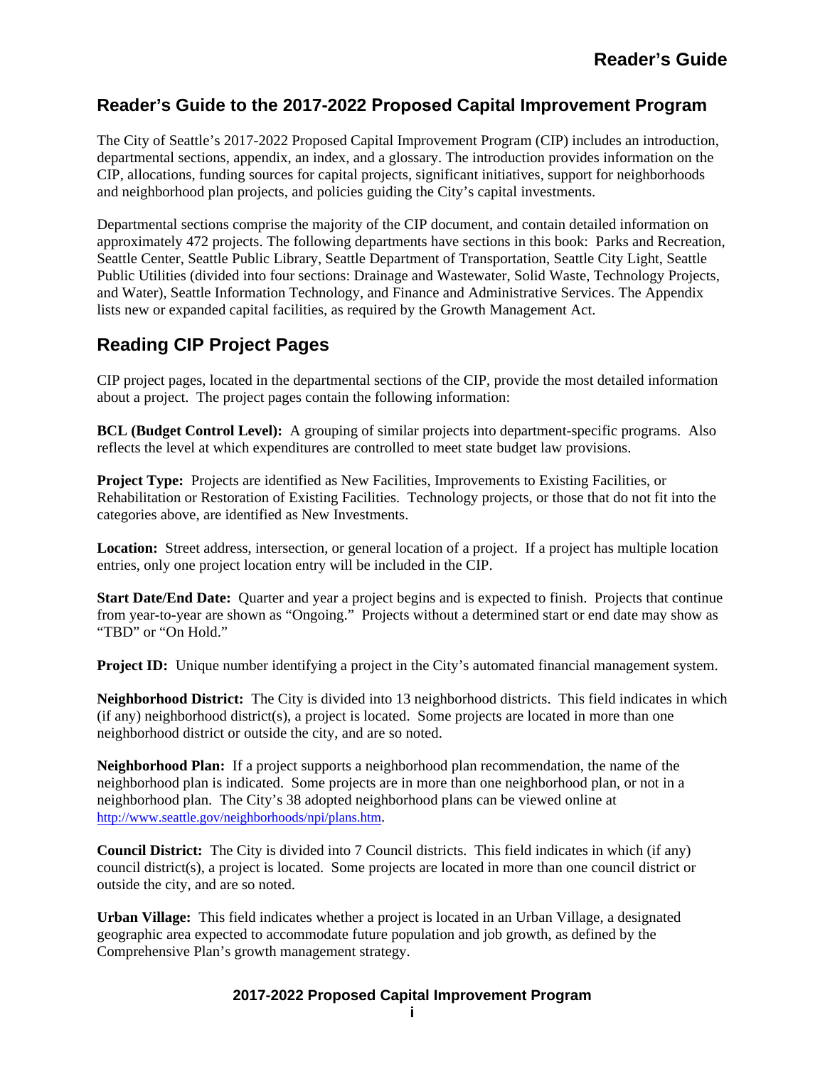## Reader's Guide to the 2017-2022 Proposed Capital Improvement Program

The City of Seattle's 2017-2022 Proposed Capital Improvement Program (CIP) includes an introduction, departmental sections, appendix, an index, and a glossary. The introduction provides information on the CIP, allocations, funding sources for capital projects, significant initiatives, support for neighborhoods and neighborhood plan projects, and policies guiding the City's capital investments.

Departmental sections comprise the majority of the CIP document, and contain detailed information on approximately 472 projects. The following departments have sections in this book: Parks and Recreation, Seattle Center, Seattle Public Library, Seattle Department of Transportation, Seattle City Light, Seattle Public Utilities (divided into four sections: Drainage and Wastewater, Solid Waste, Technology Projects, and Water), Seattle Information Technology, and Finance and Administrative Services. The Appendix lists new or expanded capital facilities, as required by the Growth Management Act.

## Reading CIP Project Pages

CIP project pages, located in the departmental sections of the CIP, provide the most detailed information about a project. The project pages contain the following information:

**BCL (Budget Control Level):** A grouping of similar projects into department-specific programs. Also reflects the level at which expenditures are controlled to meet state budget law provisions.

**Project Type:** Projects are identified as New Facilities, Improvements to Existing Facilities, or Rehabilitation or Restoration of Existing Facilities. Technology projects, or those that do not fit into the categories above, are identified as New Investments.

**Location:** Street address, intersection, or general location of a project. If a project has multiple location entries, only one project location entry will be included in the CIP.

**Start Date/End Date:** Quarter and year a project begins and is expected to finish. Projects that continue from year-to-year are shown as "Ongoing." Projects without a determined start or end date may show as "TBD" or "On Hold."

**Project ID:** Unique number identifying a project in the City's automated financial management system.

**Neighborhood District:** The City is divided into 13 neighborhood districts. This field indicates in which (if any) neighborhood district(s), a project is located. Some projects are located in more than one neighborhood district or outside the city, and are so noted.

**Neighborhood Plan:** If a project supports a neighborhood plan recommendation, the name of the neighborhood plan is indicated. Some projects are in more than one neighborhood plan, or not in a neighborhood plan. The City's 38 adopted neighborhood plans can be viewed online at http://www.seattle.gov/neighborhoods/npi/plans.htm.

**Council District:** The City is divided into 7 Council districts. This field indicates in which (if any) council district(s), a project is located. Some projects are located in more than one council district or outside the city, and are so noted.

**Urban Village:** This field indicates whether a project is located in an Urban Village, a designated geographic area expected to accommodate future population and job growth, as defined by the Comprehensive Plan's growth management strategy.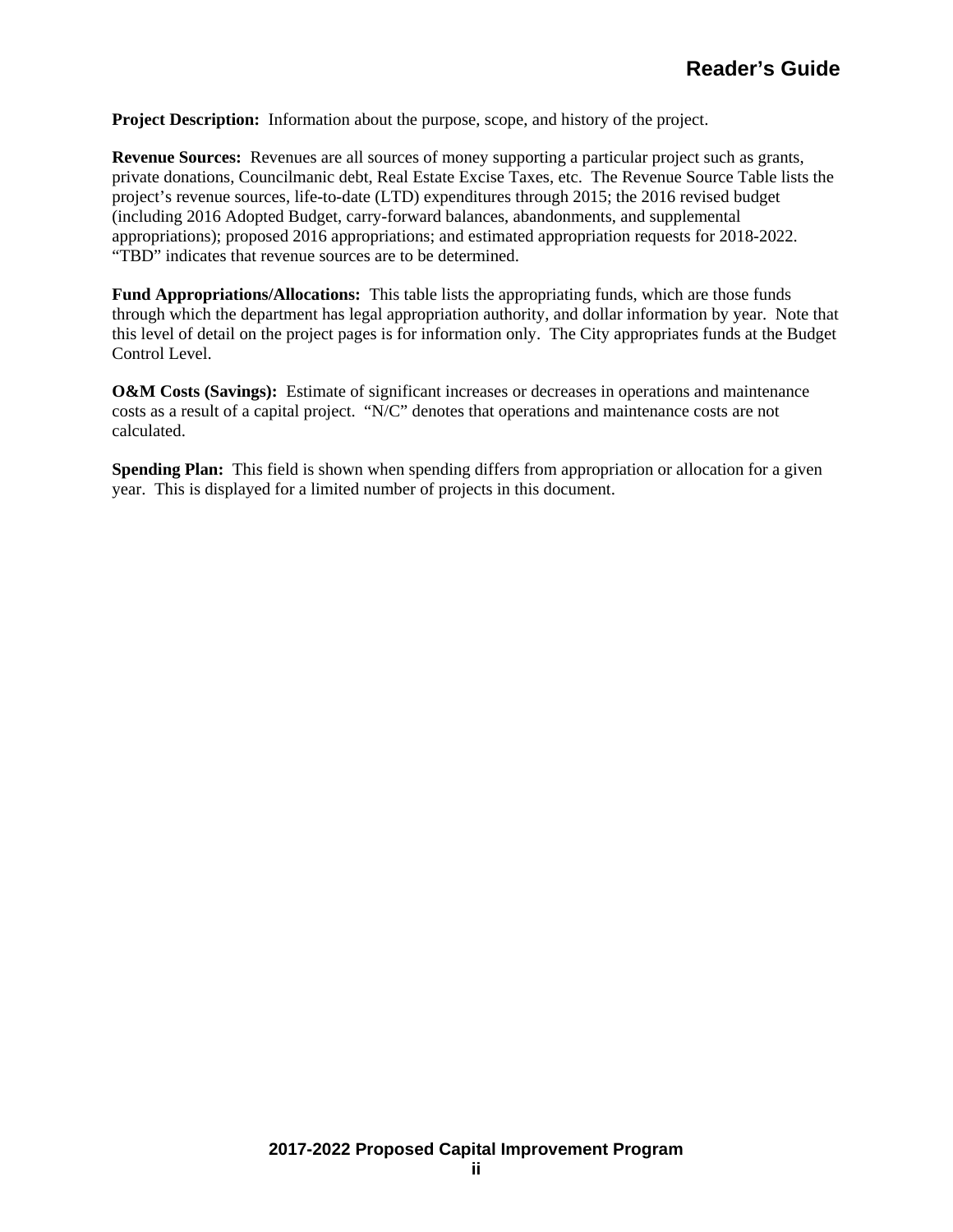**Project Description:** Information about the purpose, scope, and history of the project.

**Revenue Sources:** Revenues are all sources of money supporting a particular project such as grants, private donations, Councilmanic debt, Real Estate Excise Taxes, etc. The Revenue Source Table lists the project's revenue sources, life-to-date (LTD) expenditures through 2015; the 2016 revised budget (including 2016 Adopted Budget, carry-forward balances, abandonments, and supplemental appropriations); proposed 2016 appropriations; and estimated appropriation requests for 2018-2022. "TBD" indicates that revenue sources are to be determined.

**Fund Appropriations/Allocations:** This table lists the appropriating funds, which are those funds through which the department has legal appropriation authority, and dollar information by year. Note that this level of detail on the project pages is for information only. The City appropriates funds at the Budget Control Level.

**O&M Costs (Savings):** Estimate of significant increases or decreases in operations and maintenance costs as a result of a capital project. "N/C" denotes that operations and maintenance costs are not calculated.

**Spending Plan:** This field is shown when spending differs from appropriation or allocation for a given year. This is displayed for a limited number of projects in this document.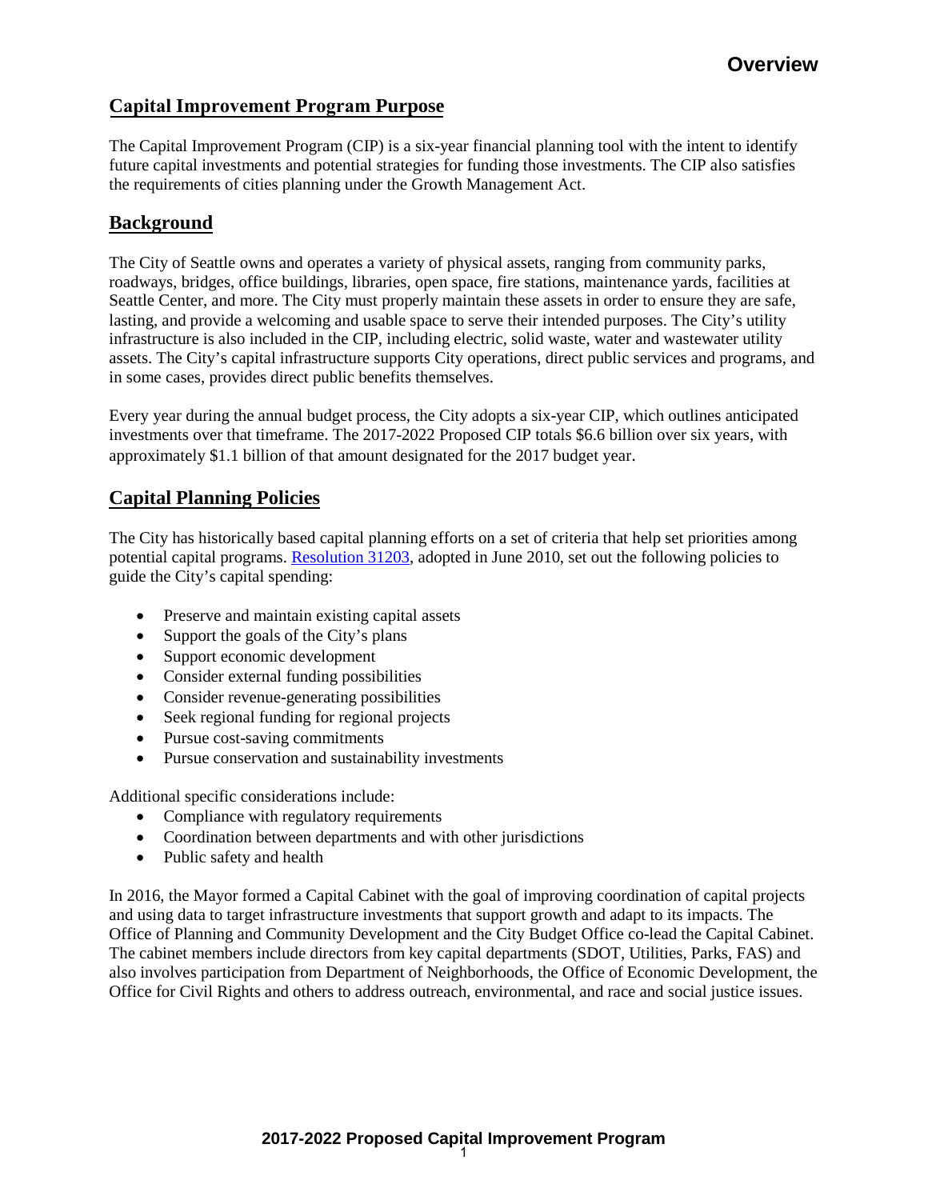# Overview

## Capital Improvement Program Purpose

The Capital Improvement Program (CIP) is a six-year financial planning tool with the intent to identify future capital investments and potential strategies for funding those investments. The CIP also satisfies the requirements of cities planning under the Growth Management Act.

## Background

The City of Seattle owns and operates a variety of physical assets, ranging from community parks, roadways, bridges, office buildings, libraries, open space, fire stations, maintenance yards, facilities at Seattle Center, and more. The City must properly maintain these assets in order to ensure they are safe, lasting, and provide a welcoming and usable space to serve their intended purposes. The City's utility infrastructure is also included in the CIP, including electric, solid waste, water and wastewater utility assets. The City's capital infrastructure supports City operations, direct public services and programs, and in some cases, provides direct public benefits themselves.

Every year during the annual budget process, the City adopts a six-year CIP, which outlines anticipated investments over that timeframe. The 2017-2022 Proposed CIP totals $6.6 billion over six years, with approximately $1.1 billion of that amount designated for the 2017 budget year.

## Capital Planning Policies

The City has historically based capital planning efforts on a set of criteria that help set priorities among potential capital programs. Resolution 31203, adopted in June 2010, set out the following policies to guide the City's capital spending:

- Preserve and maintain existing capital assets
- Support the goals of the City's plans
- Support economic development
- Consider external funding possibilities
- Consider revenue-generating possibilities
- Seek regional funding for regional projects
- Pursue cost-saving commitments
- Pursue conservation and sustainability investments

Additional specific considerations include:

- Compliance with regulatory requirements
- Coordination between departments and with other jurisdictions
- Public safety and health

In 2016, the Mayor formed a Capital Cabinet with the goal of improving coordination of capital projects and using data to target infrastructure investments that support growth and adapt to its impacts. The Office of Planning and Community Development and the City Budget Office co-lead the Capital Cabinet. The cabinet members include directors from key capital departments (SDOT, Utilities, Parks, FAS) and also involves participation from Department of Neighborhoods, the Office of Economic Development, the Office for Civil Rights and others to address outreach, environmental, and race and social justice issues.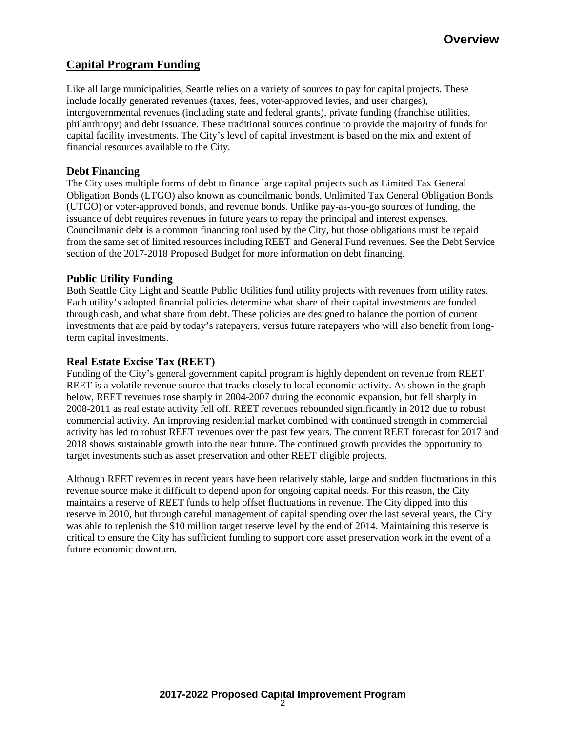## Capital Program Funding

Like all large municipalities, Seattle relies on a variety of sources to pay for capital projects. These include locally generated revenues (taxes, fees, voter-approved levies, and user charges), intergovernmental revenues (including state and federal grants), private funding (franchise utilities, philanthropy) and debt issuance. These traditional sources continue to provide the majority of funds for capital facility investments. The City's level of capital investment is based on the mix and extent of financial resources available to the City.

### Debt Financing

The City uses multiple forms of debt to finance large capital projects such as Limited Tax General Obligation Bonds (LTGO) also known as councilmanic bonds, Unlimited Tax General Obligation Bonds (UTGO) or voter-approved bonds, and revenue bonds. Unlike pay-as-you-go sources of funding, the issuance of debt requires revenues in future years to repay the principal and interest expenses. Councilmanic debt is a common financing tool used by the City, but those obligations must be repaid from the same set of limited resources including REET and General Fund revenues. See the Debt Service section of the 2017-2018 Proposed Budget for more information on debt financing.

### Public Utility Funding

Both Seattle City Light and Seattle Public Utilities fund utility projects with revenues from utility rates. Each utility's adopted financial policies determine what share of their capital investments are funded through cash, and what share from debt. These policies are designed to balance the portion of current investments that are paid by today's ratepayers, versus future ratepayers who will also benefit from long-term capital investments.

### Real Estate Excise Tax (REET)

Funding of the City's general government capital program is highly dependent on revenue from REET. REET is a volatile revenue source that tracks closely to local economic activity. As shown in the graph below, REET revenues rose sharply in 2004-2007 during the economic expansion, but fell sharply in 2008-2011 as real estate activity fell off. REET revenues rebounded significantly in 2012 due to robust commercial activity. An improving residential market combined with continued strength in commercial activity has led to robust REET revenues over the past few years. The current REET forecast for 2017 and 2018 shows sustainable growth into the near future. The continued growth provides the opportunity to target investments such as asset preservation and other REET eligible projects.

Although REET revenues in recent years have been relatively stable, large and sudden fluctuations in this revenue source make it difficult to depend upon for ongoing capital needs. For this reason, the City maintains a reserve of REET funds to help offset fluctuations in revenue. The City dipped into this reserve in 2010, but through careful management of capital spending over the last several years, the City was able to replenish the $10 million target reserve level by the end of 2014. Maintaining this reserve is critical to ensure the City has sufficient funding to support core asset preservation work in the event of a future economic downturn.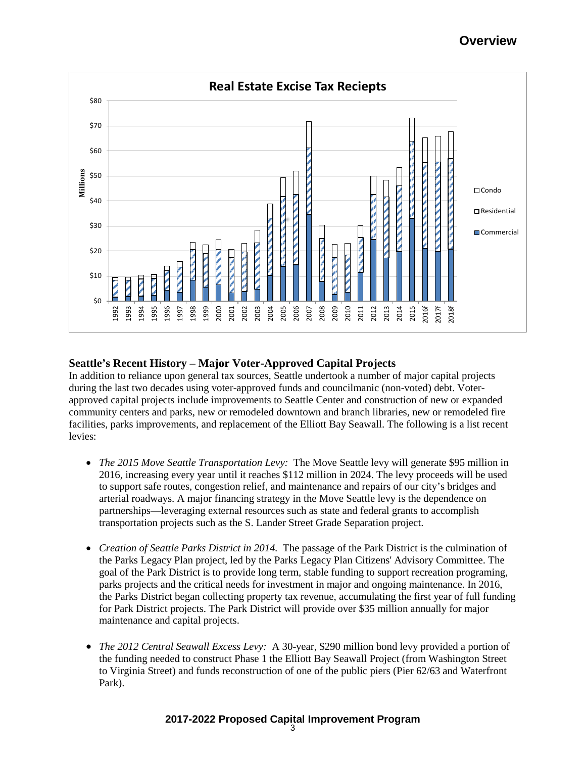## Overview

**Real Estate Excise Tax Reciepts**

## Seattle's Recent History – Major Voter-Approved Capital Projects

In addition to reliance upon general tax sources, Seattle undertook a number of major capital projects during the last two decades using voter-approved funds and councilmanic (non-voted) debt. Voter-approved capital projects include improvements to Seattle Center and construction of new or expanded community centers and parks, new or remodeled downtown and branch libraries, new or remodeled fire facilities, parks improvements, and replacement of the Elliott Bay Seawall. The following is a list recent levies:

- *The 2015 Move Seattle Transportation Levy:* The Move Seattle levy will generate $95 million in 2016, increasing every year until it reaches $112 million in 2024. The levy proceeds will be used to support safe routes, congestion relief, and maintenance and repairs of our city's bridges and arterial roadways. A major financing strategy in the Move Seattle levy is the dependence on partnerships—leveraging external resources such as state and federal grants to accomplish transportation projects such as the S. Lander Street Grade Separation project.

- *Creation of Seattle Parks District in 2014.* The passage of the Park District is the culmination of the Parks Legacy Plan project, led by the Parks Legacy Plan Citizens' Advisory Committee. The goal of the Park District is to provide long term, stable funding to support recreation programing, parks projects and the critical needs for investment in major and ongoing maintenance. In 2016, the Parks District began collecting property tax revenue, accumulating the first year of full funding for Park District projects. The Park District will provide over $35 million annually for major maintenance and capital projects.

- *The 2012 Central Seawall Excess Levy:* A 30-year, $290 million bond levy provided a portion of the funding needed to construct Phase 1 the Elliott Bay Seawall Project (from Washington Street to Virginia Street) and funds reconstruction of one of the public piers (Pier 62/63 and Waterfront Park).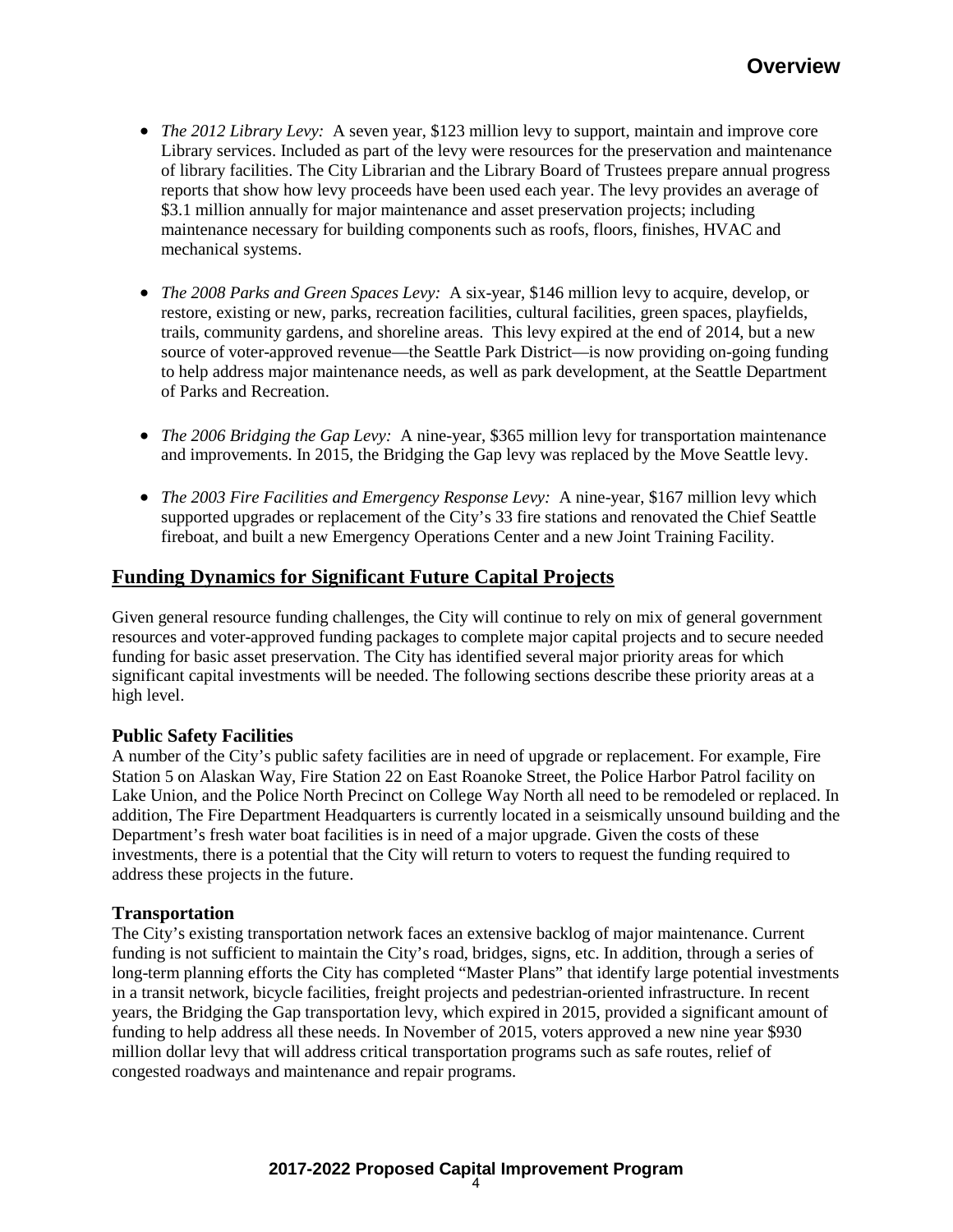- *The 2012 Library Levy:* A seven year, $123 million levy to support, maintain and improve core Library services. Included as part of the levy were resources for the preservation and maintenance of library facilities. The City Librarian and the Library Board of Trustees prepare annual progress reports that show how levy proceeds have been used each year. The levy provides an average of $3.1 million annually for major maintenance and asset preservation projects; including maintenance necessary for building components such as roofs, floors, finishes, HVAC and mechanical systems.

- *The 2008 Parks and Green Spaces Levy:* A six-year, $146 million levy to acquire, develop, or restore, existing or new, parks, recreation facilities, cultural facilities, green spaces, playfields, trails, community gardens, and shoreline areas. This levy expired at the end of 2014, but a new source of voter-approved revenue—the Seattle Park District—is now providing on-going funding to help address major maintenance needs, as well as park development, at the Seattle Department of Parks and Recreation.

- *The 2006 Bridging the Gap Levy:* A nine-year, $365 million levy for transportation maintenance and improvements. In 2015, the Bridging the Gap levy was replaced by the Move Seattle levy.

- *The 2003 Fire Facilities and Emergency Response Levy:* A nine-year, $167 million levy which supported upgrades or replacement of the City's 33 fire stations and renovated the Chief Seattle fireboat, and built a new Emergency Operations Center and a new Joint Training Facility.

## Funding Dynamics for Significant Future Capital Projects

Given general resource funding challenges, the City will continue to rely on mix of general government resources and voter-approved funding packages to complete major capital projects and to secure needed funding for basic asset preservation. The City has identified several major priority areas for which significant capital investments will be needed. The following sections describe these priority areas at a high level.

### Public Safety Facilities

A number of the City's public safety facilities are in need of upgrade or replacement. For example, Fire Station 5 on Alaskan Way, Fire Station 22 on East Roanoke Street, the Police Harbor Patrol facility on Lake Union, and the Police North Precinct on College Way North all need to be remodeled or replaced. In addition, The Fire Department Headquarters is currently located in a seismically unsound building and the Department's fresh water boat facilities is in need of a major upgrade. Given the costs of these investments, there is a potential that the City will return to voters to request the funding required to address these projects in the future.

### Transportation

The City's existing transportation network faces an extensive backlog of major maintenance. Current funding is not sufficient to maintain the City's road, bridges, signs, etc. In addition, through a series of long-term planning efforts the City has completed "Master Plans" that identify large potential investments in a transit network, bicycle facilities, freight projects and pedestrian-oriented infrastructure. In recent years, the Bridging the Gap transportation levy, which expired in 2015, provided a significant amount of funding to help address all these needs. In November of 2015, voters approved a new nine year $930 million dollar levy that will address critical transportation programs such as safe routes, relief of congested roadways and maintenance and repair programs.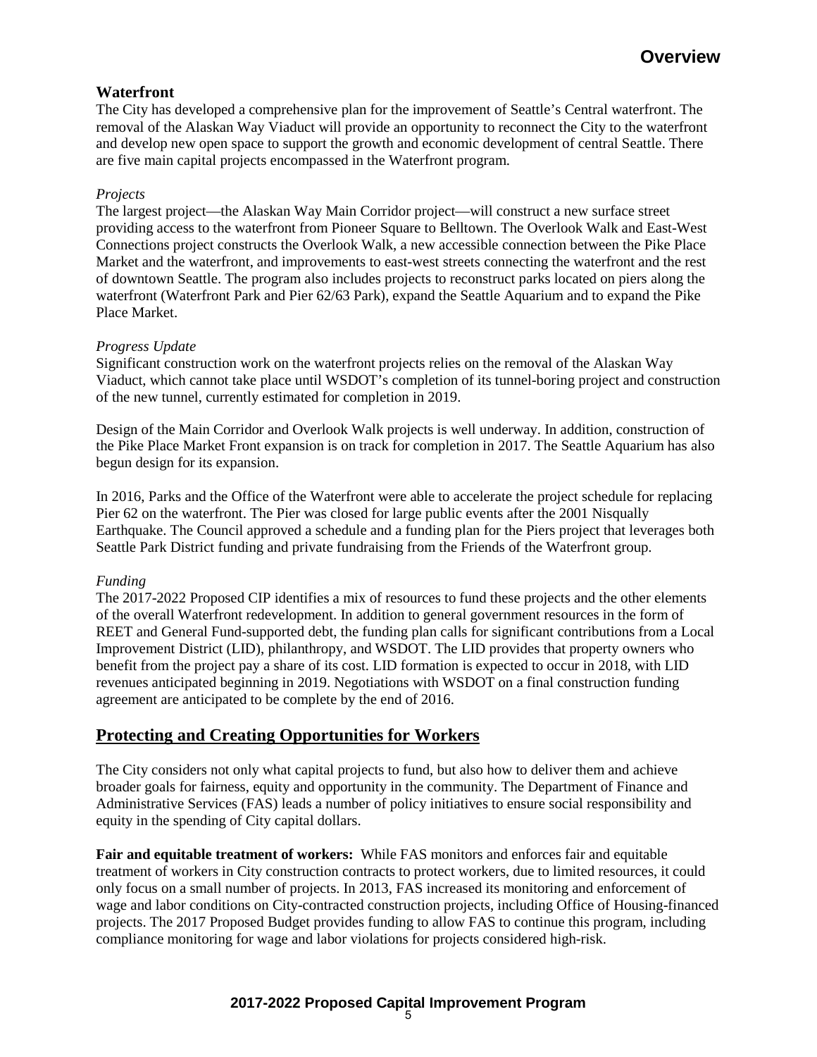### Waterfront

The City has developed a comprehensive plan for the improvement of Seattle's Central waterfront. The removal of the Alaskan Way Viaduct will provide an opportunity to reconnect the City to the waterfront and develop new open space to support the growth and economic development of central Seattle. There are five main capital projects encompassed in the Waterfront program.

*Projects*

The largest project—the Alaskan Way Main Corridor project—will construct a new surface street providing access to the waterfront from Pioneer Square to Belltown. The Overlook Walk and East-West Connections project constructs the Overlook Walk, a new accessible connection between the Pike Place Market and the waterfront, and improvements to east-west streets connecting the waterfront and the rest of downtown Seattle. The program also includes projects to reconstruct parks located on piers along the waterfront (Waterfront Park and Pier 62/63 Park), expand the Seattle Aquarium and to expand the Pike Place Market.

*Progress Update*

Significant construction work on the waterfront projects relies on the removal of the Alaskan Way Viaduct, which cannot take place until WSDOT's completion of its tunnel-boring project and construction of the new tunnel, currently estimated for completion in 2019.

Design of the Main Corridor and Overlook Walk projects is well underway. In addition, construction of the Pike Place Market Front expansion is on track for completion in 2017. The Seattle Aquarium has also begun design for its expansion.

In 2016, Parks and the Office of the Waterfront were able to accelerate the project schedule for replacing Pier 62 on the waterfront. The Pier was closed for large public events after the 2001 Nisqually Earthquake. The Council approved a schedule and a funding plan for the Piers project that leverages both Seattle Park District funding and private fundraising from the Friends of the Waterfront group.

*Funding*

The 2017-2022 Proposed CIP identifies a mix of resources to fund these projects and the other elements of the overall Waterfront redevelopment. In addition to general government resources in the form of REET and General Fund-supported debt, the funding plan calls for significant contributions from a Local Improvement District (LID), philanthropy, and WSDOT. The LID provides that property owners who benefit from the project pay a share of its cost. LID formation is expected to occur in 2018, with LID revenues anticipated beginning in 2019. Negotiations with WSDOT on a final construction funding agreement are anticipated to be complete by the end of 2016.

## Protecting and Creating Opportunities for Workers

The City considers not only what capital projects to fund, but also how to deliver them and achieve broader goals for fairness, equity and opportunity in the community. The Department of Finance and Administrative Services (FAS) leads a number of policy initiatives to ensure social responsibility and equity in the spending of City capital dollars.

**Fair and equitable treatment of workers:** While FAS monitors and enforces fair and equitable treatment of workers in City construction contracts to protect workers, due to limited resources, it could only focus on a small number of projects. In 2013, FAS increased its monitoring and enforcement of wage and labor conditions on City-contracted construction projects, including Office of Housing-financed projects. The 2017 Proposed Budget provides funding to allow FAS to continue this program, including compliance monitoring for wage and labor violations for projects considered high-risk.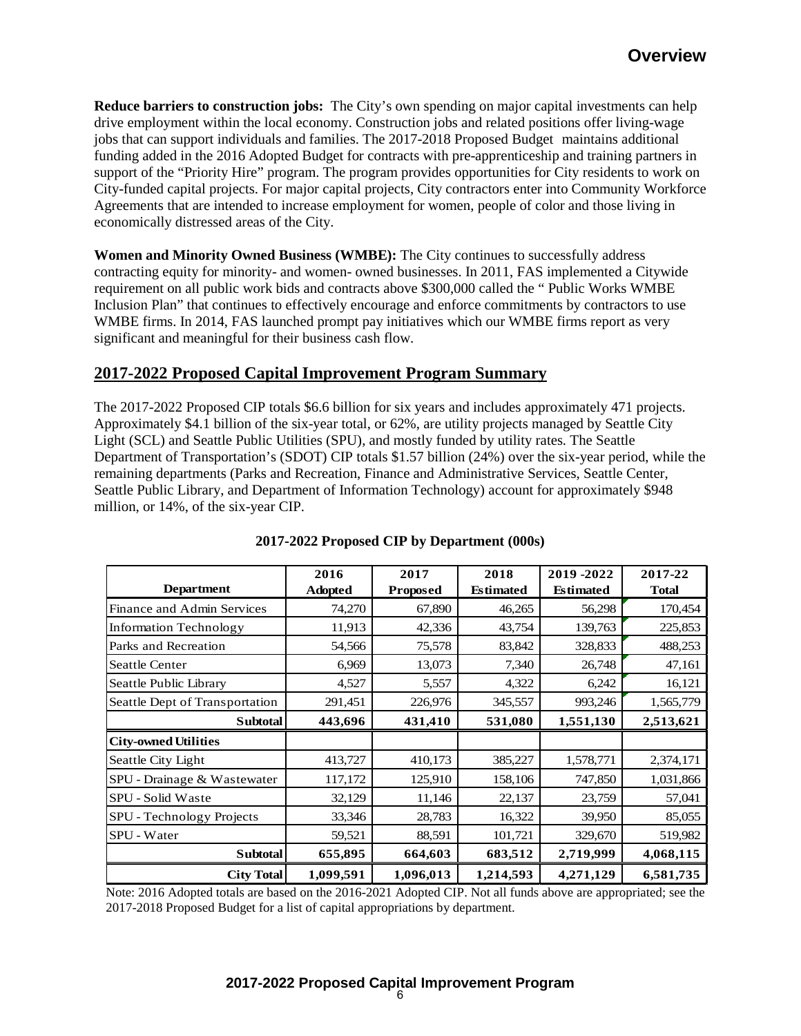**Reduce barriers to construction jobs:** The City's own spending on major capital investments can help drive employment within the local economy. Construction jobs and related positions offer living-wage jobs that can support individuals and families. The 2017-2018 Proposed Budget maintains additional funding added in the 2016 Adopted Budget for contracts with pre-apprenticeship and training partners in support of the "Priority Hire" program. The program provides opportunities for City residents to work on City-funded capital projects. For major capital projects, City contractors enter into Community Workforce Agreements that are intended to increase employment for women, people of color and those living in economically distressed areas of the City.

**Women and Minority Owned Business (WMBE):** The City continues to successfully address contracting equity for minority- and women- owned businesses. In 2011, FAS implemented a Citywide requirement on all public work bids and contracts above $300,000 called the " Public Works WMBE Inclusion Plan" that continues to effectively encourage and enforce commitments by contractors to use WMBE firms. In 2014, FAS launched prompt pay initiatives which our WMBE firms report as very significant and meaningful for their business cash flow.

## 2017-2022 Proposed Capital Improvement Program Summary

The 2017-2022 Proposed CIP totals $6.6 billion for six years and includes approximately 471 projects. Approximately $4.1 billion of the six-year total, or 62%, are utility projects managed by Seattle City Light (SCL) and Seattle Public Utilities (SPU), and mostly funded by utility rates. The Seattle Department of Transportation's (SDOT) CIP totals $1.57 billion (24%) over the six-year period, while the remaining departments (Parks and Recreation, Finance and Administrative Services, Seattle Center, Seattle Public Library, and Department of Information Technology) account for approximately $948 million, or 14%, of the six-year CIP.

**2017-2022 Proposed CIP by Department (000s)**

| Department | 2016 Adopted | 2017 Proposed | 2018 Estimated | 2019 -2022 Estimated | 2017-22 Total |
|---|---|---|---|---|---|
| Finance and Admin Services | 74,270 | 67,890 | 46,265 | 56,298 | 170,454 |
| Information Technology | 11,913 | 42,336 | 43,754 | 139,763 | 225,853 |
| Parks and Recreation | 54,566 | 75,578 | 83,842 | 328,833 | 488,253 |
| Seattle Center | 6,969 | 13,073 | 7,340 | 26,748 | 47,161 |
| Seattle Public Library | 4,527 | 5,557 | 4,322 | 6,242 | 16,121 |
| Seattle Dept of Transportation | 291,451 | 226,976 | 345,557 | 993,246 | 1,565,779 |
| **Subtotal** | **443,696** | **431,410** | **531,080** | **1,551,130** | **2,513,621** |
| **City-owned Utilities** | | | | | |
| Seattle City Light | 413,727 | 410,173 | 385,227 | 1,578,771 | 2,374,171 |
| SPU - Drainage & Wastewater | 117,172 | 125,910 | 158,106 | 747,850 | 1,031,866 |
| SPU - Solid Waste | 32,129 | 11,146 | 22,137 | 23,759 | 57,041 |
| SPU - Technology Projects | 33,346 | 28,783 | 16,322 | 39,950 | 85,055 |
| SPU - Water | 59,521 | 88,591 | 101,721 | 329,670 | 519,982 |
| **Subtotal** | **655,895** | **664,603** | **683,512** | **2,719,999** | **4,068,115** |
| **City Total** | **1,099,591** | **1,096,013** | **1,214,593** | **4,271,129** | **6,581,735** |

Note: 2016 Adopted totals are based on the 2016-2021 Adopted CIP. Not all funds above are appropriated; see the 2017-2018 Proposed Budget for a list of capital appropriations by department.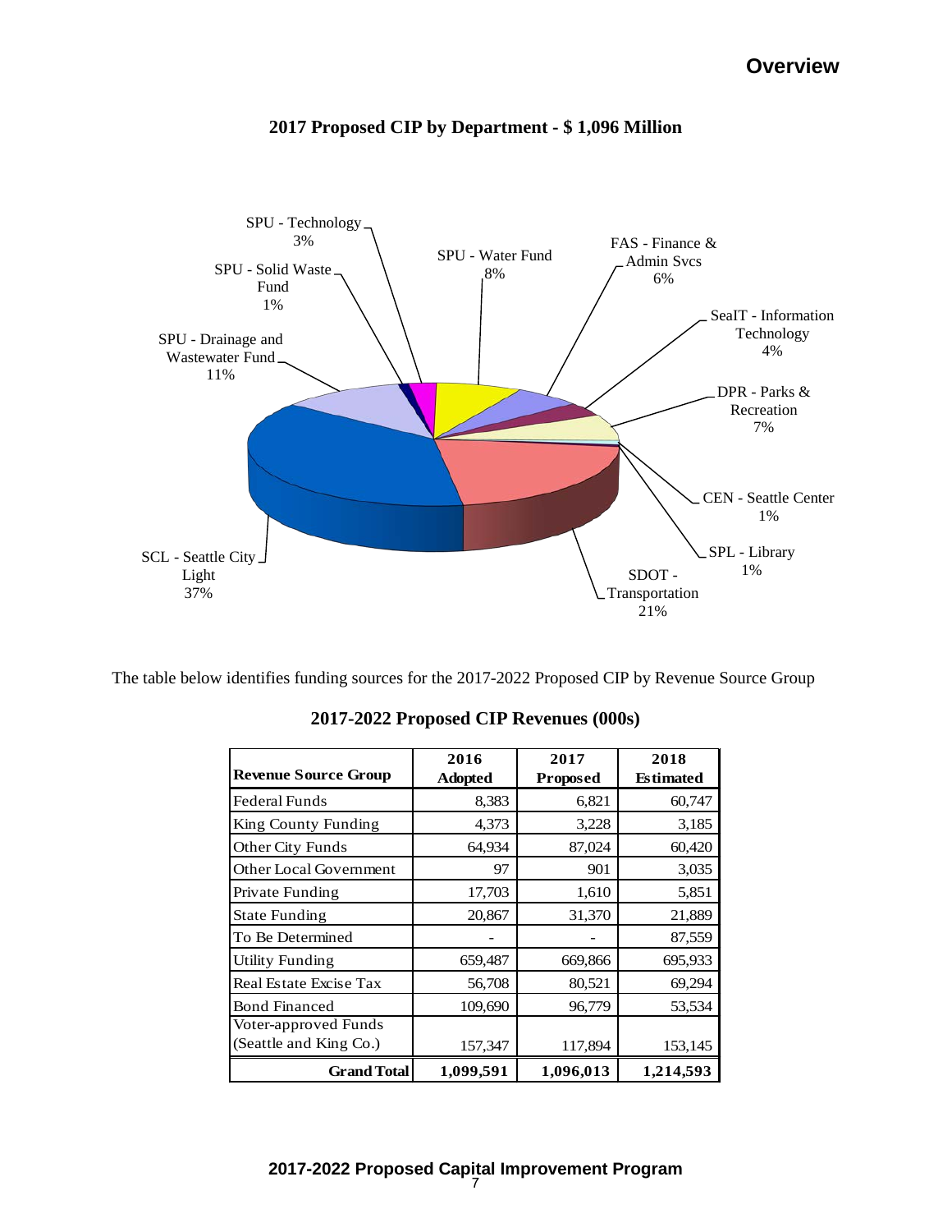## Overview

**2017 Proposed CIP by Department - $ 1,096 Million**

SPU - Technology 3%

SPU - Solid Waste Fund 1%

SPU - Drainage and Wastewater Fund 11%

SPU - Water Fund 8%

FAS - Finance & Admin Svcs 6%

SeaIT - Information Technology 4%

DPR - Parks & Recreation 7%

CEN - Seattle Center 1%

SPL - Library 1%

SDOT - Transportation 21%

SCL - Seattle City Light 37%

The table below identifies funding sources for the 2017-2022 Proposed CIP by Revenue Source Group

**2017-2022 Proposed CIP Revenues (000s)**

| Revenue Source Group | 2016 Adopted | 2017 Proposed | 2018 Estimated |
|---|---|---|---|
| Federal Funds | 8,383 | 6,821 | 60,747 |
| King County Funding | 4,373 | 3,228 | 3,185 |
| Other City Funds | 64,934 | 87,024 | 60,420 |
| Other Local Government | 97 | 901 | 3,035 |
| Private Funding | 17,703 | 1,610 | 5,851 |
| State Funding | 20,867 | 31,370 | 21,889 |
| To Be Determined | - | - | 87,559 |
| Utility Funding | 659,487 | 669,866 | 695,933 |
| Real Estate Excise Tax | 56,708 | 80,521 | 69,294 |
| Bond Financed | 109,690 | 96,779 | 53,534 |
| Voter-approved Funds (Seattle and King Co.) | 157,347 | 117,894 | 153,145 |
| **Grand Total** | **1,099,591** | **1,096,013** | **1,214,593** |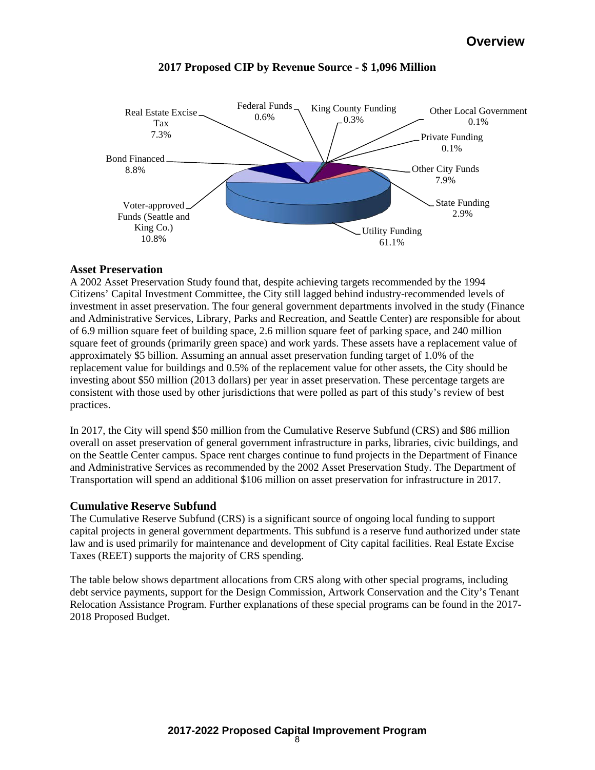**2017 Proposed CIP by Revenue Source - $ 1,096 Million**

Real Estate Excise Tax 7.3%
Federal Funds 0.6%
King County Funding 0.3%
Other Local Government 0.1%
Private Funding 0.1%
Bond Financed 8.8%
Other City Funds 7.9%
State Funding 2.9%
Voter-approved Funds (Seattle and King Co.) 10.8%
Utility Funding 61.1%

## Asset Preservation

A 2002 Asset Preservation Study found that, despite achieving targets recommended by the 1994 Citizens' Capital Investment Committee, the City still lagged behind industry-recommended levels of investment in asset preservation. The four general government departments involved in the study (Finance and Administrative Services, Library, Parks and Recreation, and Seattle Center) are responsible for about of 6.9 million square feet of building space, 2.6 million square feet of parking space, and 240 million square feet of grounds (primarily green space) and work yards. These assets have a replacement value of approximately $5 billion. Assuming an annual asset preservation funding target of 1.0% of the replacement value for buildings and 0.5% of the replacement value for other assets, the City should be investing about $50 million (2013 dollars) per year in asset preservation. These percentage targets are consistent with those used by other jurisdictions that were polled as part of this study's review of best practices.

In 2017, the City will spend $50 million from the Cumulative Reserve Subfund (CRS) and $86 million overall on asset preservation of general government infrastructure in parks, libraries, civic buildings, and on the Seattle Center campus. Space rent charges continue to fund projects in the Department of Finance and Administrative Services as recommended by the 2002 Asset Preservation Study. The Department of Transportation will spend an additional $106 million on asset preservation for infrastructure in 2017.

## Cumulative Reserve Subfund

The Cumulative Reserve Subfund (CRS) is a significant source of ongoing local funding to support capital projects in general government departments. This subfund is a reserve fund authorized under state law and is used primarily for maintenance and development of City capital facilities. Real Estate Excise Taxes (REET) supports the majority of CRS spending.

The table below shows department allocations from CRS along with other special programs, including debt service payments, support for the Design Commission, Artwork Conservation and the City's Tenant Relocation Assistance Program. Further explanations of these special programs can be found in the 2017-2018 Proposed Budget.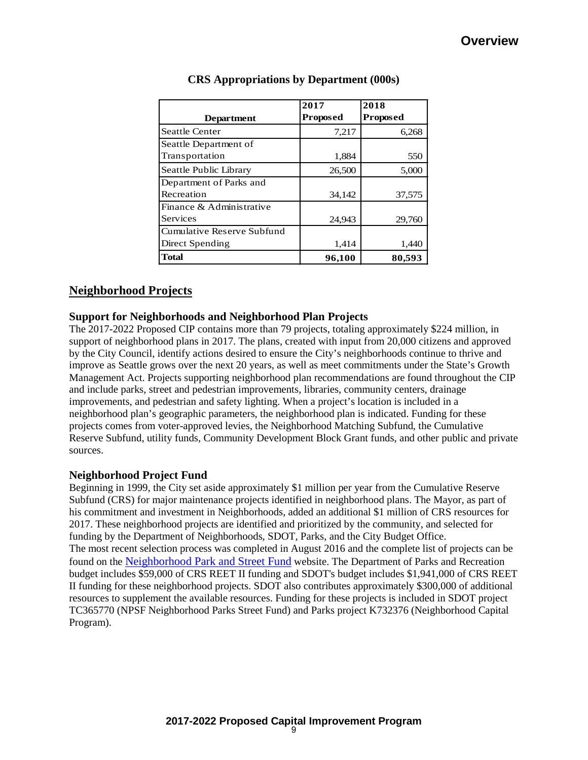**CRS Appropriations by Department (000s)**

| Department | 2017 Proposed | 2018 Proposed |
|---|---|---|
| Seattle Center | 7,217 | 6,268 |
| Seattle Department of Transportation | 1,884 | 550 |
| Seattle Public Library | 26,500 | 5,000 |
| Department of Parks and Recreation | 34,142 | 37,575 |
| Finance & Administrative Services | 24,943 | 29,760 |
| Cumulative Reserve Subfund Direct Spending | 1,414 | 1,440 |
| **Total** | **96,100** | **80,593** |

## Neighborhood Projects

### Support for Neighborhoods and Neighborhood Plan Projects

The 2017-2022 Proposed CIP contains more than 79 projects, totaling approximately $224 million, in support of neighborhood plans in 2017. The plans, created with input from 20,000 citizens and approved by the City Council, identify actions desired to ensure the City's neighborhoods continue to thrive and improve as Seattle grows over the next 20 years, as well as meet commitments under the State's Growth Management Act. Projects supporting neighborhood plan recommendations are found throughout the CIP and include parks, street and pedestrian improvements, libraries, community centers, drainage improvements, and pedestrian and safety lighting. When a project's location is included in a neighborhood plan's geographic parameters, the neighborhood plan is indicated. Funding for these projects comes from voter-approved levies, the Neighborhood Matching Subfund, the Cumulative Reserve Subfund, utility funds, Community Development Block Grant funds, and other public and private sources.

### Neighborhood Project Fund

Beginning in 1999, the City set aside approximately $1 million per year from the Cumulative Reserve Subfund (CRS) for major maintenance projects identified in neighborhood plans. The Mayor, as part of his commitment and investment in Neighborhoods, added an additional $1 million of CRS resources for 2017. These neighborhood projects are identified and prioritized by the community, and selected for funding by the Department of Neighborhoods, SDOT, Parks, and the City Budget Office.
The most recent selection process was completed in August 2016 and the complete list of projects can be found on the Neighborhood Park and Street Fund website. The Department of Parks and Recreation budget includes $59,000 of CRS REET II funding and SDOT's budget includes $1,941,000 of CRS REET II funding for these neighborhood projects. SDOT also contributes approximately $300,000 of additional resources to supplement the available resources. Funding for these projects is included in SDOT project TC365770 (NPSF Neighborhood Parks Street Fund) and Parks project K732376 (Neighborhood Capital Program).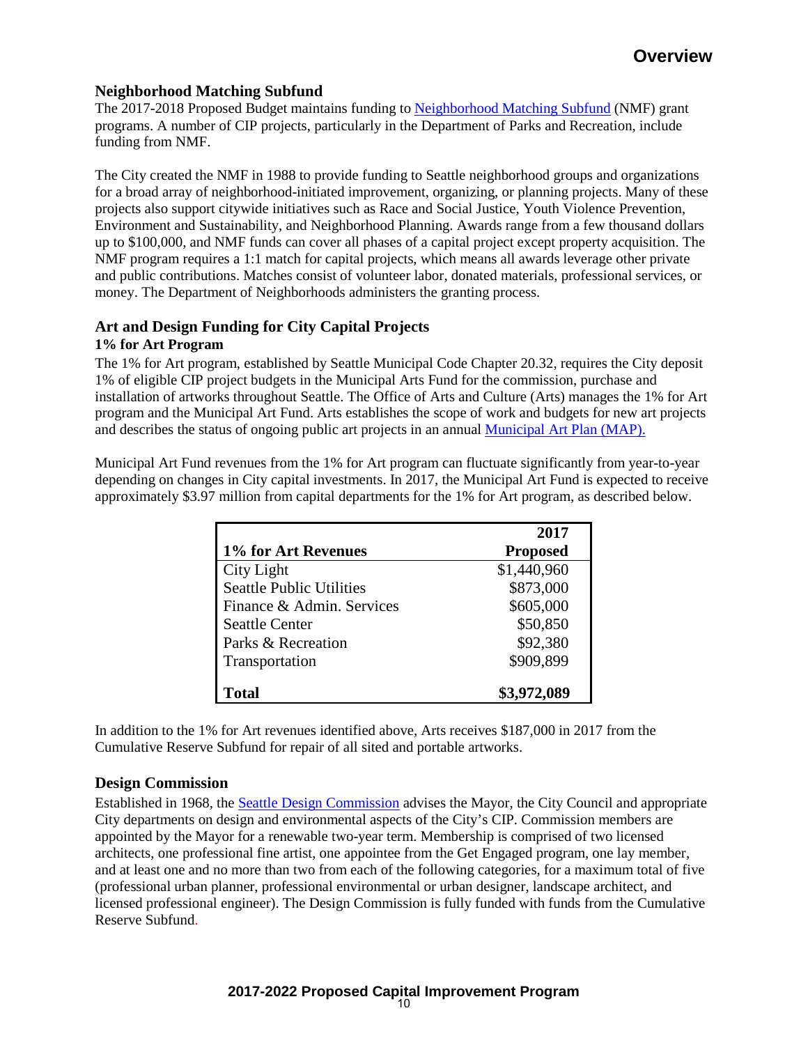## Neighborhood Matching Subfund

The 2017-2018 Proposed Budget maintains funding to Neighborhood Matching Subfund (NMF) grant programs. A number of CIP projects, particularly in the Department of Parks and Recreation, include funding from NMF.

The City created the NMF in 1988 to provide funding to Seattle neighborhood groups and organizations for a broad array of neighborhood-initiated improvement, organizing, or planning projects. Many of these projects also support citywide initiatives such as Race and Social Justice, Youth Violence Prevention, Environment and Sustainability, and Neighborhood Planning. Awards range from a few thousand dollars up to $100,000, and NMF funds can cover all phases of a capital project except property acquisition. The NMF program requires a 1:1 match for capital projects, which means all awards leverage other private and public contributions. Matches consist of volunteer labor, donated materials, professional services, or money. The Department of Neighborhoods administers the granting process.

## Art and Design Funding for City Capital Projects

### 1% for Art Program

The 1% for Art program, established by Seattle Municipal Code Chapter 20.32, requires the City deposit 1% of eligible CIP project budgets in the Municipal Arts Fund for the commission, purchase and installation of artworks throughout Seattle. The Office of Arts and Culture (Arts) manages the 1% for Art program and the Municipal Art Fund. Arts establishes the scope of work and budgets for new art projects and describes the status of ongoing public art projects in an annual Municipal Art Plan (MAP).

Municipal Art Fund revenues from the 1% for Art program can fluctuate significantly from year-to-year depending on changes in City capital investments. In 2017, the Municipal Art Fund is expected to receive approximately $3.97 million from capital departments for the 1% for Art program, as described below.

| 1% for Art Revenues | 2017 Proposed |
|---|---|
| City Light | $1,440,960 |
| Seattle Public Utilities | $873,000 |
| Finance & Admin. Services | $605,000 |
| Seattle Center | $50,850 |
| Parks & Recreation | $92,380 |
| Transportation | $909,899 |
| **Total** | **$3,972,089** |

In addition to the 1% for Art revenues identified above, Arts receives $187,000 in 2017 from the Cumulative Reserve Subfund for repair of all sited and portable artworks.

## Design Commission

Established in 1968, the Seattle Design Commission advises the Mayor, the City Council and appropriate City departments on design and environmental aspects of the City's CIP. Commission members are appointed by the Mayor for a renewable two-year term. Membership is comprised of two licensed architects, one professional fine artist, one appointee from the Get Engaged program, one lay member, and at least one and no more than two from each of the following categories, for a maximum total of five (professional urban planner, professional environmental or urban designer, landscape architect, and licensed professional engineer). The Design Commission is fully funded with funds from the Cumulative Reserve Subfund.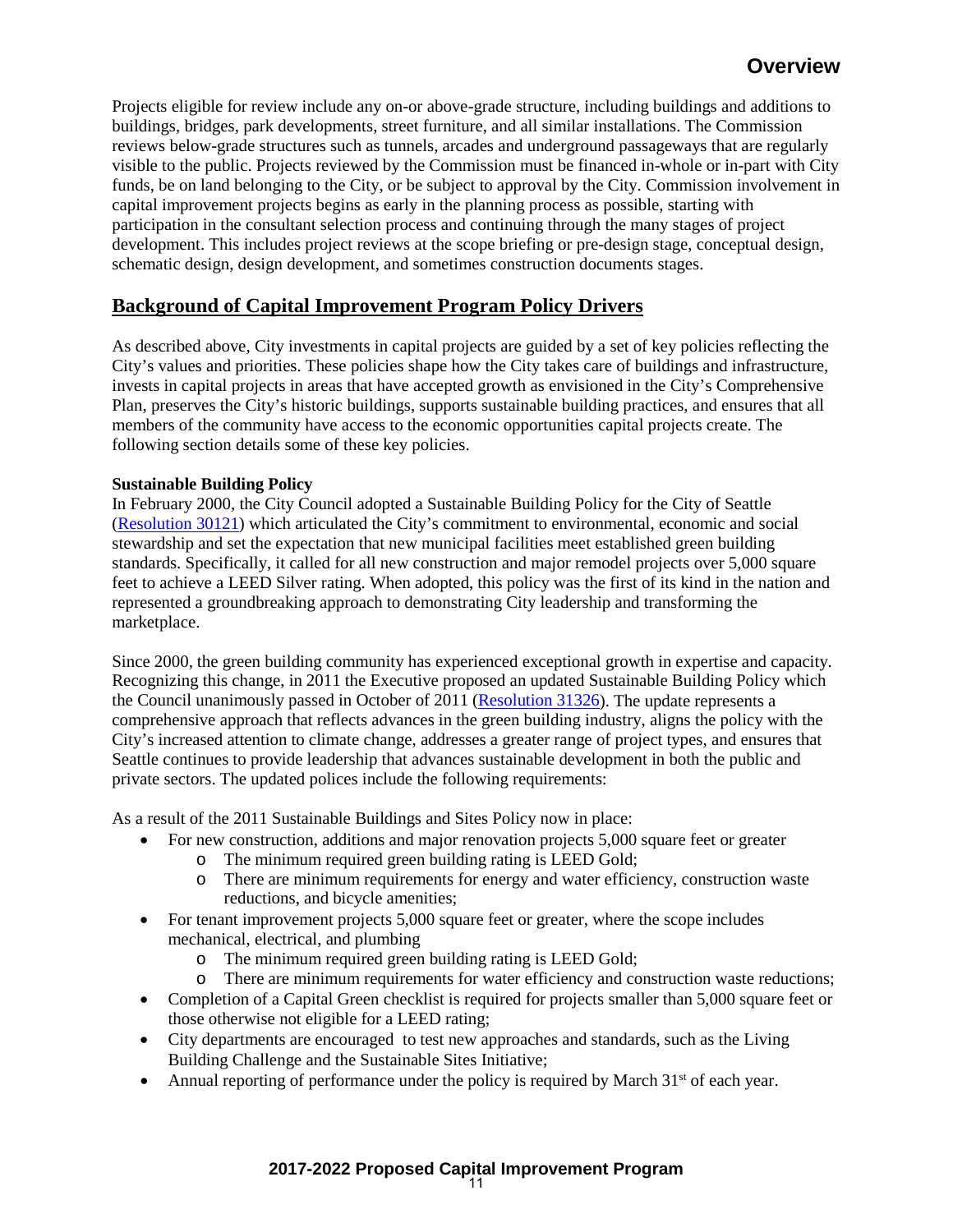Projects eligible for review include any on-or above-grade structure, including buildings and additions to buildings, bridges, park developments, street furniture, and all similar installations. The Commission reviews below-grade structures such as tunnels, arcades and underground passageways that are regularly visible to the public. Projects reviewed by the Commission must be financed in-whole or in-part with City funds, be on land belonging to the City, or be subject to approval by the City. Commission involvement in capital improvement projects begins as early in the planning process as possible, starting with participation in the consultant selection process and continuing through the many stages of project development. This includes project reviews at the scope briefing or pre-design stage, conceptual design, schematic design, design development, and sometimes construction documents stages.

## Background of Capital Improvement Program Policy Drivers

As described above, City investments in capital projects are guided by a set of key policies reflecting the City's values and priorities. These policies shape how the City takes care of buildings and infrastructure, invests in capital projects in areas that have accepted growth as envisioned in the City's Comprehensive Plan, preserves the City's historic buildings, supports sustainable building practices, and ensures that all members of the community have access to the economic opportunities capital projects create. The following section details some of these key policies.

**Sustainable Building Policy**

In February 2000, the City Council adopted a Sustainable Building Policy for the City of Seattle (Resolution 30121) which articulated the City's commitment to environmental, economic and social stewardship and set the expectation that new municipal facilities meet established green building standards. Specifically, it called for all new construction and major remodel projects over 5,000 square feet to achieve a LEED Silver rating. When adopted, this policy was the first of its kind in the nation and represented a groundbreaking approach to demonstrating City leadership and transforming the marketplace.

Since 2000, the green building community has experienced exceptional growth in expertise and capacity. Recognizing this change, in 2011 the Executive proposed an updated Sustainable Building Policy which the Council unanimously passed in October of 2011 (Resolution 31326). The update represents a comprehensive approach that reflects advances in the green building industry, aligns the policy with the City's increased attention to climate change, addresses a greater range of project types, and ensures that Seattle continues to provide leadership that advances sustainable development in both the public and private sectors. The updated polices include the following requirements:

As a result of the 2011 Sustainable Buildings and Sites Policy now in place:

- For new construction, additions and major renovation projects 5,000 square feet or greater
  - The minimum required green building rating is LEED Gold;
  - There are minimum requirements for energy and water efficiency, construction waste reductions, and bicycle amenities;
- For tenant improvement projects 5,000 square feet or greater, where the scope includes mechanical, electrical, and plumbing
  - The minimum required green building rating is LEED Gold;
  - There are minimum requirements for water efficiency and construction waste reductions;
- Completion of a Capital Green checklist is required for projects smaller than 5,000 square feet or those otherwise not eligible for a LEED rating;
- City departments are encouraged to test new approaches and standards, such as the Living Building Challenge and the Sustainable Sites Initiative;
- Annual reporting of performance under the policy is required by March 31st of each year.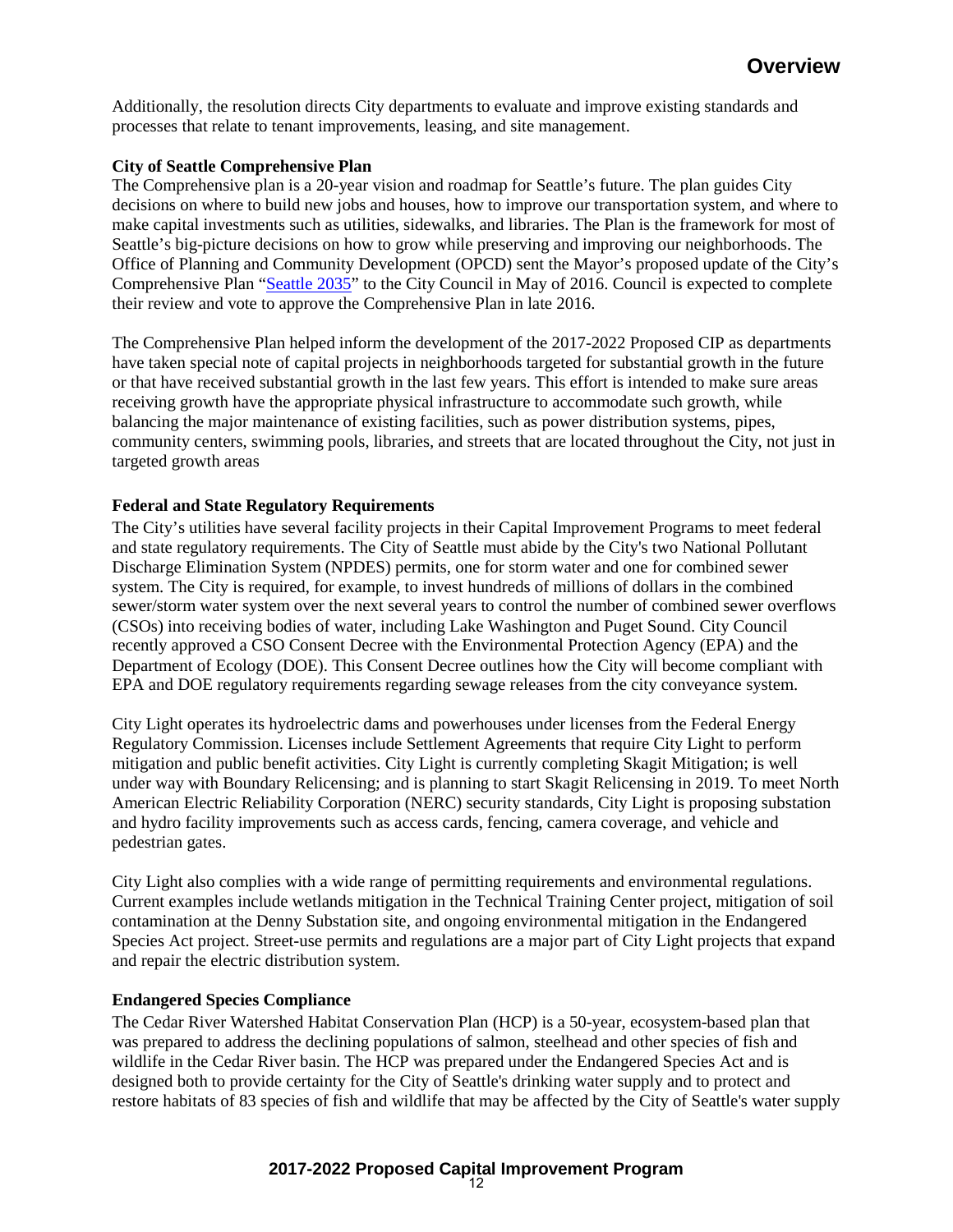Additionally, the resolution directs City departments to evaluate and improve existing standards and processes that relate to tenant improvements, leasing, and site management.

**City of Seattle Comprehensive Plan**

The Comprehensive plan is a 20-year vision and roadmap for Seattle's future. The plan guides City decisions on where to build new jobs and houses, how to improve our transportation system, and where to make capital investments such as utilities, sidewalks, and libraries. The Plan is the framework for most of Seattle's big-picture decisions on how to grow while preserving and improving our neighborhoods. The Office of Planning and Community Development (OPCD) sent the Mayor's proposed update of the City's Comprehensive Plan "Seattle 2035" to the City Council in May of 2016. Council is expected to complete their review and vote to approve the Comprehensive Plan in late 2016.

The Comprehensive Plan helped inform the development of the 2017-2022 Proposed CIP as departments have taken special note of capital projects in neighborhoods targeted for substantial growth in the future or that have received substantial growth in the last few years. This effort is intended to make sure areas receiving growth have the appropriate physical infrastructure to accommodate such growth, while balancing the major maintenance of existing facilities, such as power distribution systems, pipes, community centers, swimming pools, libraries, and streets that are located throughout the City, not just in targeted growth areas

**Federal and State Regulatory Requirements**

The City's utilities have several facility projects in their Capital Improvement Programs to meet federal and state regulatory requirements. The City of Seattle must abide by the City's two National Pollutant Discharge Elimination System (NPDES) permits, one for storm water and one for combined sewer system. The City is required, for example, to invest hundreds of millions of dollars in the combined sewer/storm water system over the next several years to control the number of combined sewer overflows (CSOs) into receiving bodies of water, including Lake Washington and Puget Sound. City Council recently approved a CSO Consent Decree with the Environmental Protection Agency (EPA) and the Department of Ecology (DOE). This Consent Decree outlines how the City will become compliant with EPA and DOE regulatory requirements regarding sewage releases from the city conveyance system.

City Light operates its hydroelectric dams and powerhouses under licenses from the Federal Energy Regulatory Commission. Licenses include Settlement Agreements that require City Light to perform mitigation and public benefit activities. City Light is currently completing Skagit Mitigation; is well under way with Boundary Relicensing; and is planning to start Skagit Relicensing in 2019. To meet North American Electric Reliability Corporation (NERC) security standards, City Light is proposing substation and hydro facility improvements such as access cards, fencing, camera coverage, and vehicle and pedestrian gates.

City Light also complies with a wide range of permitting requirements and environmental regulations. Current examples include wetlands mitigation in the Technical Training Center project, mitigation of soil contamination at the Denny Substation site, and ongoing environmental mitigation in the Endangered Species Act project. Street-use permits and regulations are a major part of City Light projects that expand and repair the electric distribution system.

**Endangered Species Compliance**

The Cedar River Watershed Habitat Conservation Plan (HCP) is a 50-year, ecosystem-based plan that was prepared to address the declining populations of salmon, steelhead and other species of fish and wildlife in the Cedar River basin. The HCP was prepared under the Endangered Species Act and is designed both to provide certainty for the City of Seattle's drinking water supply and to protect and restore habitats of 83 species of fish and wildlife that may be affected by the City of Seattle's water supply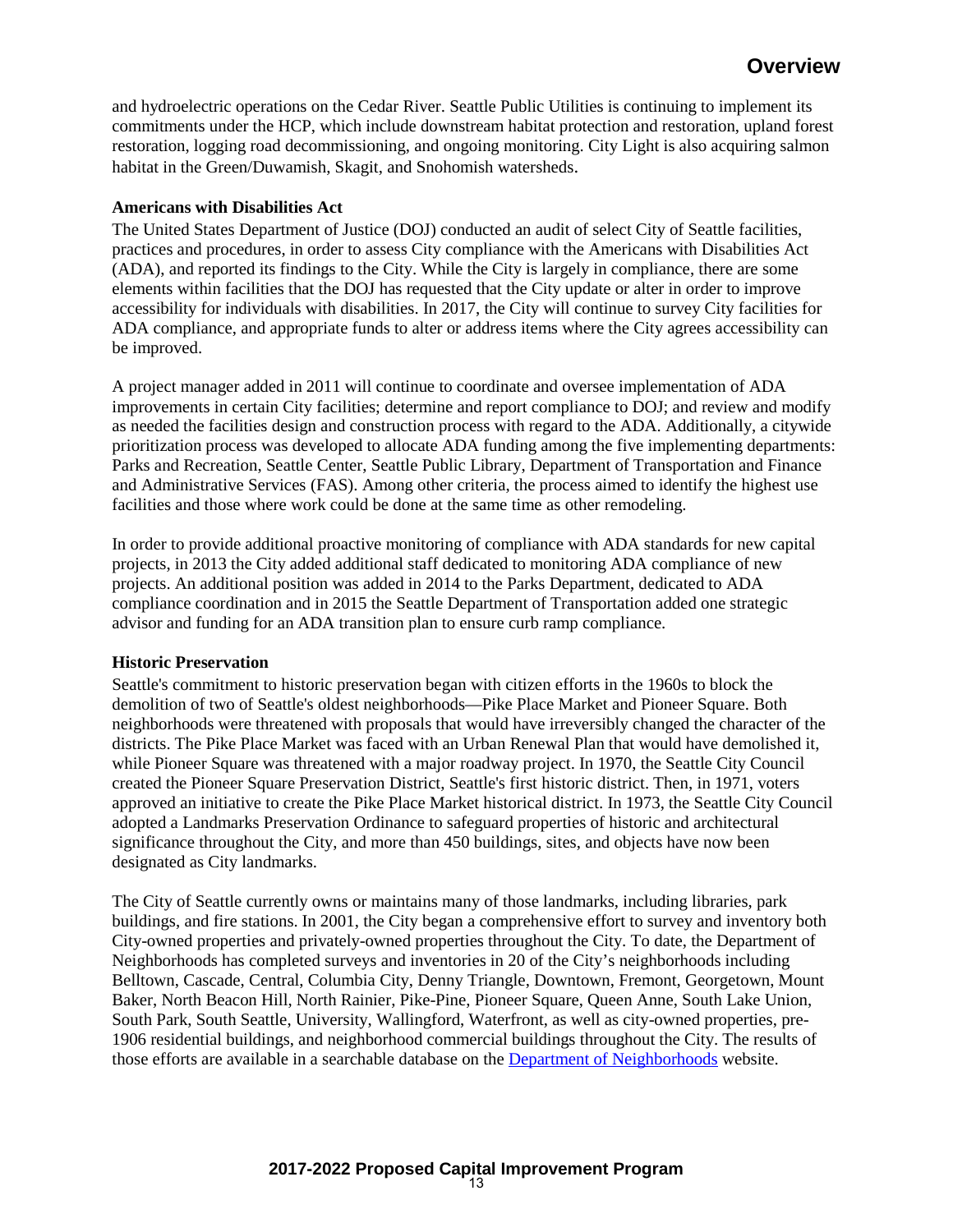and hydroelectric operations on the Cedar River. Seattle Public Utilities is continuing to implement its commitments under the HCP, which include downstream habitat protection and restoration, upland forest restoration, logging road decommissioning, and ongoing monitoring. City Light is also acquiring salmon habitat in the Green/Duwamish, Skagit, and Snohomish watersheds.

**Americans with Disabilities Act**

The United States Department of Justice (DOJ) conducted an audit of select City of Seattle facilities, practices and procedures, in order to assess City compliance with the Americans with Disabilities Act (ADA), and reported its findings to the City. While the City is largely in compliance, there are some elements within facilities that the DOJ has requested that the City update or alter in order to improve accessibility for individuals with disabilities. In 2017, the City will continue to survey City facilities for ADA compliance, and appropriate funds to alter or address items where the City agrees accessibility can be improved.

A project manager added in 2011 will continue to coordinate and oversee implementation of ADA improvements in certain City facilities; determine and report compliance to DOJ; and review and modify as needed the facilities design and construction process with regard to the ADA. Additionally, a citywide prioritization process was developed to allocate ADA funding among the five implementing departments: Parks and Recreation, Seattle Center, Seattle Public Library, Department of Transportation and Finance and Administrative Services (FAS). Among other criteria, the process aimed to identify the highest use facilities and those where work could be done at the same time as other remodeling.

In order to provide additional proactive monitoring of compliance with ADA standards for new capital projects, in 2013 the City added additional staff dedicated to monitoring ADA compliance of new projects. An additional position was added in 2014 to the Parks Department, dedicated to ADA compliance coordination and in 2015 the Seattle Department of Transportation added one strategic advisor and funding for an ADA transition plan to ensure curb ramp compliance.

**Historic Preservation**

Seattle's commitment to historic preservation began with citizen efforts in the 1960s to block the demolition of two of Seattle's oldest neighborhoods—Pike Place Market and Pioneer Square. Both neighborhoods were threatened with proposals that would have irreversibly changed the character of the districts. The Pike Place Market was faced with an Urban Renewal Plan that would have demolished it, while Pioneer Square was threatened with a major roadway project. In 1970, the Seattle City Council created the Pioneer Square Preservation District, Seattle's first historic district. Then, in 1971, voters approved an initiative to create the Pike Place Market historical district. In 1973, the Seattle City Council adopted a Landmarks Preservation Ordinance to safeguard properties of historic and architectural significance throughout the City, and more than 450 buildings, sites, and objects have now been designated as City landmarks.

The City of Seattle currently owns or maintains many of those landmarks, including libraries, park buildings, and fire stations. In 2001, the City began a comprehensive effort to survey and inventory both City-owned properties and privately-owned properties throughout the City. To date, the Department of Neighborhoods has completed surveys and inventories in 20 of the City's neighborhoods including Belltown, Cascade, Central, Columbia City, Denny Triangle, Downtown, Fremont, Georgetown, Mount Baker, North Beacon Hill, North Rainier, Pike-Pine, Pioneer Square, Queen Anne, South Lake Union, South Park, South Seattle, University, Wallingford, Waterfront, as well as city-owned properties, pre-1906 residential buildings, and neighborhood commercial buildings throughout the City. The results of those efforts are available in a searchable database on the Department of Neighborhoods website.